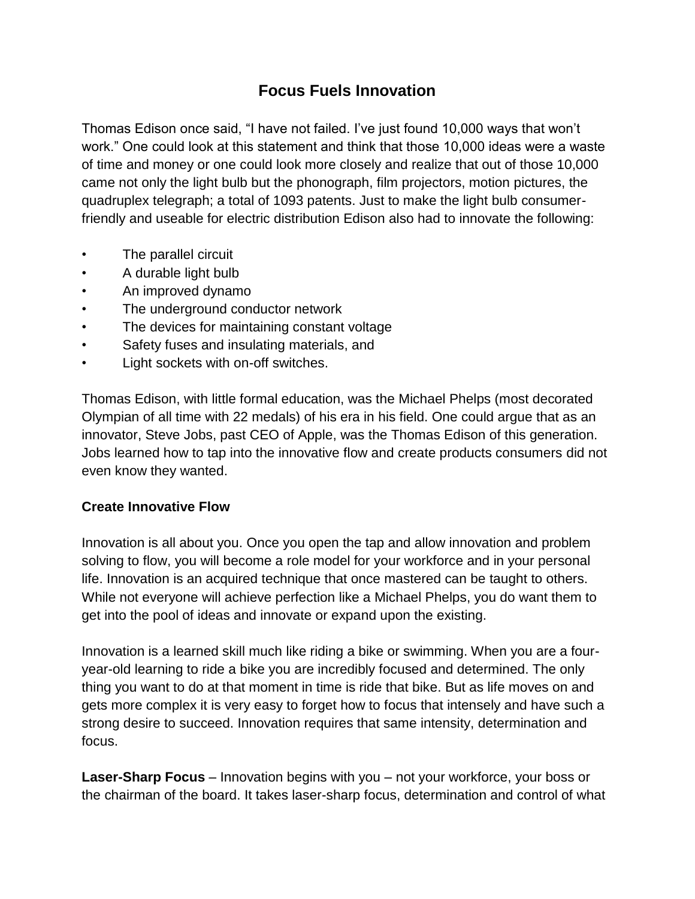# Focus Fuels Innovation

Thomas Edison once said, "I have not failed. I've just found 10,000 ways that won't work." One could look at this statement and think that those 10,000 ideas were a waste of time and money or one could look more closely and realize that out of those 10,000 came not only the light bulb but the phonograph, film projectors, motion pictures, the quadruplex telegraph; a total of 1093 patents. Just to make the light bulb consumer-friendly and useable for electric distribution Edison also had to innovate the following:

- The parallel circuit
- A durable light bulb
- An improved dynamo
- The underground conductor network
- The devices for maintaining constant voltage
- Safety fuses and insulating materials, and
- Light sockets with on-off switches.

Thomas Edison, with little formal education, was the Michael Phelps (most decorated Olympian of all time with 22 medals) of his era in his field. One could argue that as an innovator, Steve Jobs, past CEO of Apple, was the Thomas Edison of this generation. Jobs learned how to tap into the innovative flow and create products consumers did not even know they wanted.

**Create Innovative Flow**

Innovation is all about you. Once you open the tap and allow innovation and problem solving to flow, you will become a role model for your workforce and in your personal life. Innovation is an acquired technique that once mastered can be taught to others. While not everyone will achieve perfection like a Michael Phelps, you do want them to get into the pool of ideas and innovate or expand upon the existing.

Innovation is a learned skill much like riding a bike or swimming. When you are a four-year-old learning to ride a bike you are incredibly focused and determined. The only thing you want to do at that moment in time is ride that bike. But as life moves on and gets more complex it is very easy to forget how to focus that intensely and have such a strong desire to succeed. Innovation requires that same intensity, determination and focus.

**Laser-Sharp Focus** – Innovation begins with you – not your workforce, your boss or the chairman of the board. It takes laser-sharp focus, determination and control of what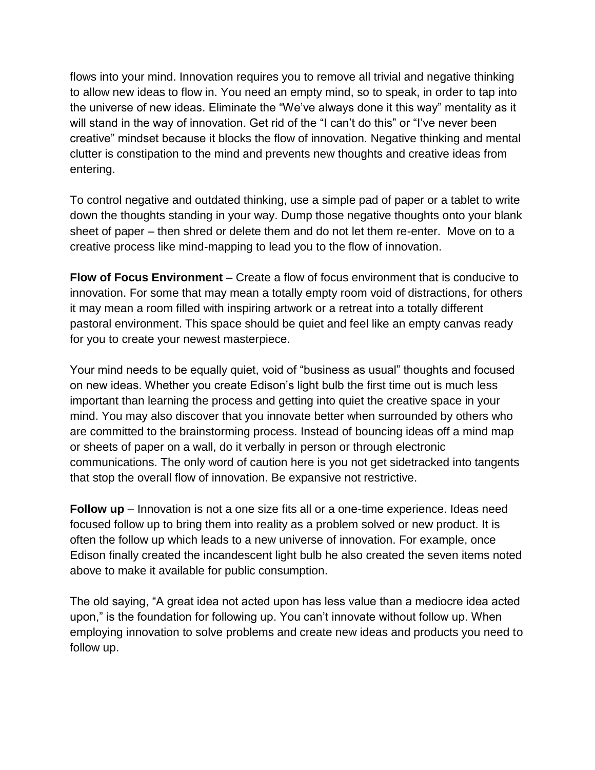flows into your mind. Innovation requires you to remove all trivial and negative thinking to allow new ideas to flow in. You need an empty mind, so to speak, in order to tap into the universe of new ideas. Eliminate the "We've always done it this way" mentality as it will stand in the way of innovation. Get rid of the "I can't do this" or "I've never been creative" mindset because it blocks the flow of innovation. Negative thinking and mental clutter is constipation to the mind and prevents new thoughts and creative ideas from entering.

To control negative and outdated thinking, use a simple pad of paper or a tablet to write down the thoughts standing in your way. Dump those negative thoughts onto your blank sheet of paper – then shred or delete them and do not let them re-enter. Move on to a creative process like mind-mapping to lead you to the flow of innovation.

**Flow of Focus Environment** – Create a flow of focus environment that is conducive to innovation. For some that may mean a totally empty room void of distractions, for others it may mean a room filled with inspiring artwork or a retreat into a totally different pastoral environment. This space should be quiet and feel like an empty canvas ready for you to create your newest masterpiece.

Your mind needs to be equally quiet, void of "business as usual" thoughts and focused on new ideas. Whether you create Edison's light bulb the first time out is much less important than learning the process and getting into quiet the creative space in your mind. You may also discover that you innovate better when surrounded by others who are committed to the brainstorming process. Instead of bouncing ideas off a mind map or sheets of paper on a wall, do it verbally in person or through electronic communications. The only word of caution here is you not get sidetracked into tangents that stop the overall flow of innovation. Be expansive not restrictive.

**Follow up** – Innovation is not a one size fits all or a one-time experience. Ideas need focused follow up to bring them into reality as a problem solved or new product. It is often the follow up which leads to a new universe of innovation. For example, once Edison finally created the incandescent light bulb he also created the seven items noted above to make it available for public consumption.

The old saying, "A great idea not acted upon has less value than a mediocre idea acted upon," is the foundation for following up. You can't innovate without follow up. When employing innovation to solve problems and create new ideas and products you need to follow up.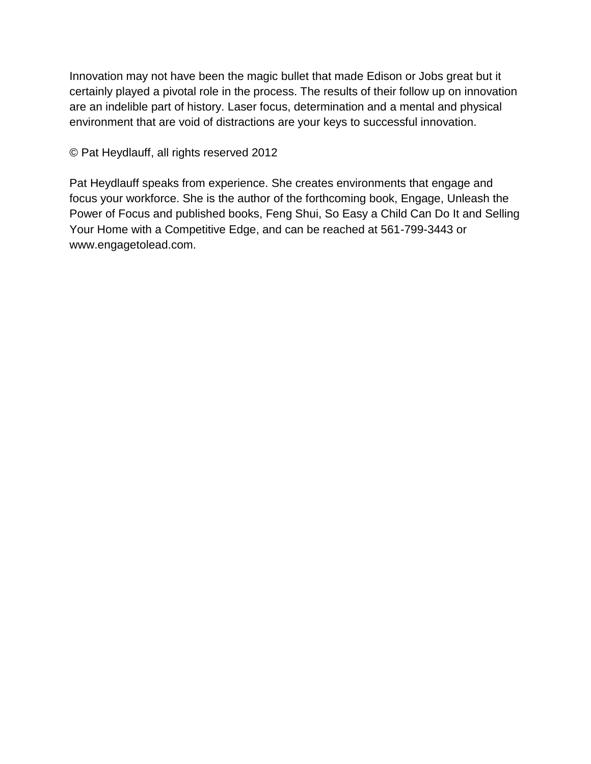Innovation may not have been the magic bullet that made Edison or Jobs great but it certainly played a pivotal role in the process. The results of their follow up on innovation are an indelible part of history. Laser focus, determination and a mental and physical environment that are void of distractions are your keys to successful innovation.

© Pat Heydlauff, all rights reserved 2012

Pat Heydlauff speaks from experience. She creates environments that engage and focus your workforce. She is the author of the forthcoming book, Engage, Unleash the Power of Focus and published books, Feng Shui, So Easy a Child Can Do It and Selling Your Home with a Competitive Edge, and can be reached at 561-799-3443 or www.engagetolead.com.